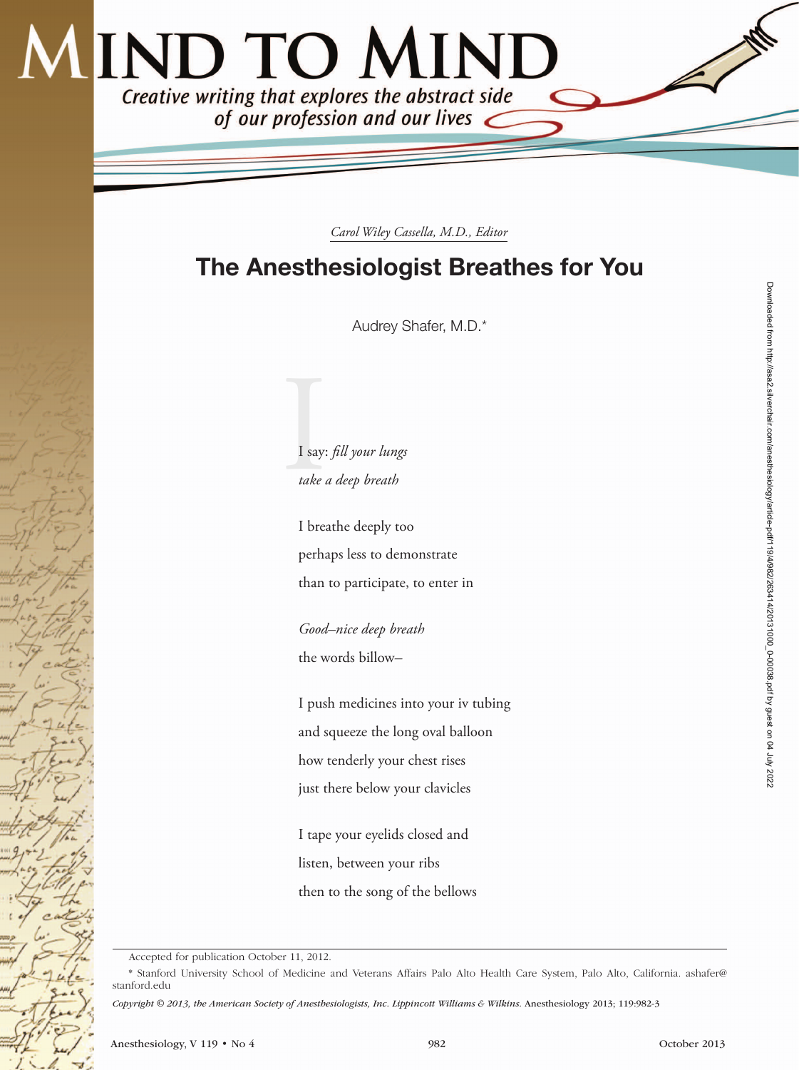# MIND TO MIND

*Creative writing that explores the abstract side of our profession and our lives*

*Carol Wiley Cassella, M.D., Editor*

## The Anesthesiologist Breathes for You

Audrey Shafer, M.D.*

I say: *fill your lungs*  
*take a deep breath*

I breathe deeply too  
perhaps less to demonstrate  
than to participate, to enter in

*Good–nice deep breath*  
the words billow–

I push medicines into your iv tubing  
and squeeze the long oval balloon  
how tenderly your chest rises  
just there below your clavicles

I tape your eyelids closed and  
listen, between your ribs  
then to the song of the bellows

---

Accepted for publication October 11, 2012.

* Stanford University School of Medicine and Veterans Affairs Palo Alto Health Care System, Palo Alto, California. ashafer@stanford.edu

*Copyright © 2013, the American Society of Anesthesiologists, Inc. Lippincott Williams & Wilkins.* Anesthesiology 2013; 119:982-3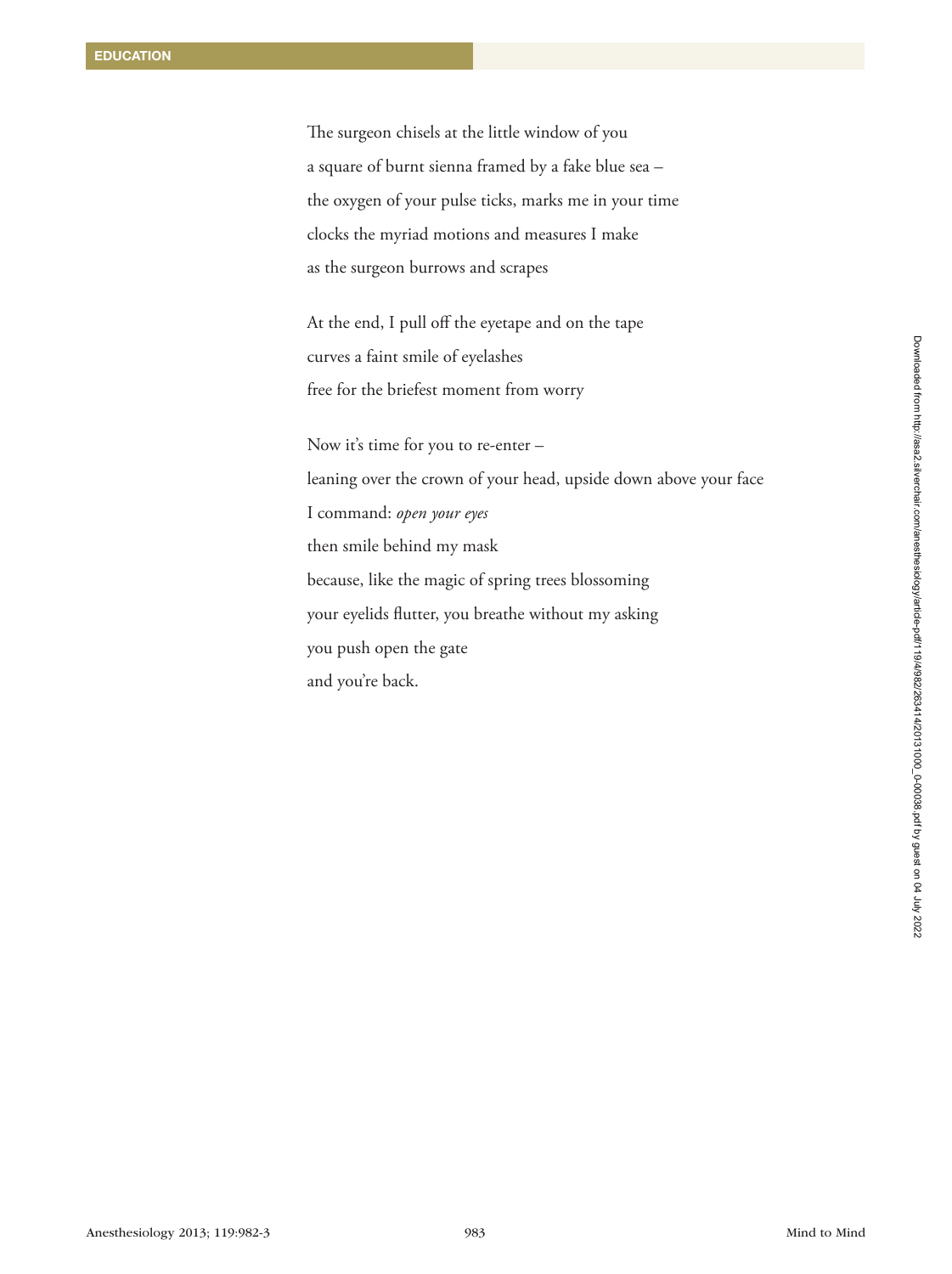The surgeon chisels at the little window of you
a square of burnt sienna framed by a fake blue sea –
the oxygen of your pulse ticks, marks me in your time
clocks the myriad motions and measures I make
as the surgeon burrows and scrapes

At the end, I pull off the eyetape and on the tape
curves a faint smile of eyelashes
free for the briefest moment from worry

Now it's time for you to re-enter –
leaning over the crown of your head, upside down above your face
I command: *open your eyes*
then smile behind my mask
because, like the magic of spring trees blossoming
your eyelids flutter, you breathe without my asking
you push open the gate
and you're back.